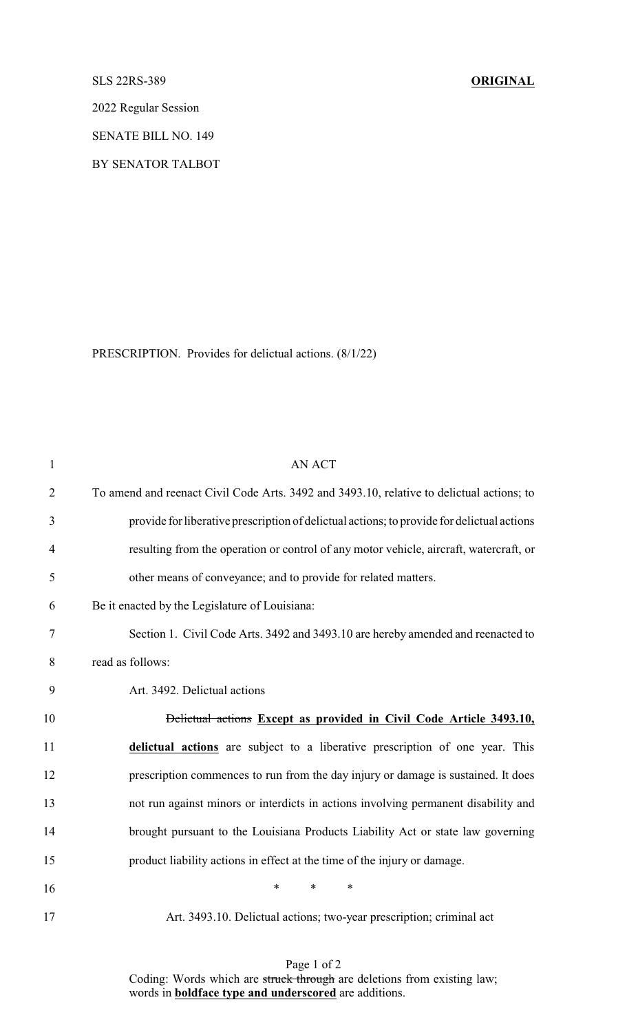SLS 22RS-389 **ORIGINAL**

2022 Regular Session

SENATE BILL NO. 149

BY SENATOR TALBOT

PRESCRIPTION. Provides for delictual actions. (8/1/22)

AN ACT

To amend and reenact Civil Code Arts. 3492 and 3493.10, relative to delictual actions; to provide for liberative prescription of delictual actions; to provide for delictual actions resulting from the operation or control of any motor vehicle, aircraft, watercraft, or other means of conveyance; and to provide for related matters.

Be it enacted by the Legislature of Louisiana:

Section 1. Civil Code Arts. 3492 and 3493.10 are hereby amended and reenacted to read as follows:

Art. 3492. Delictual actions

~~Delictual actions~~ **Except as provided in Civil Code Article 3493.10, delictual actions** are subject to a liberative prescription of one year. This prescription commences to run from the day injury or damage is sustained. It does not run against minors or interdicts in actions involving permanent disability and brought pursuant to the Louisiana Products Liability Act or state law governing product liability actions in effect at the time of the injury or damage.

\* \* \*

Art. 3493.10. Delictual actions; two-year prescription; criminal act

Coding: Words which are ~~struck through~~ are deletions from existing law; words in **boldface type and underscored** are additions.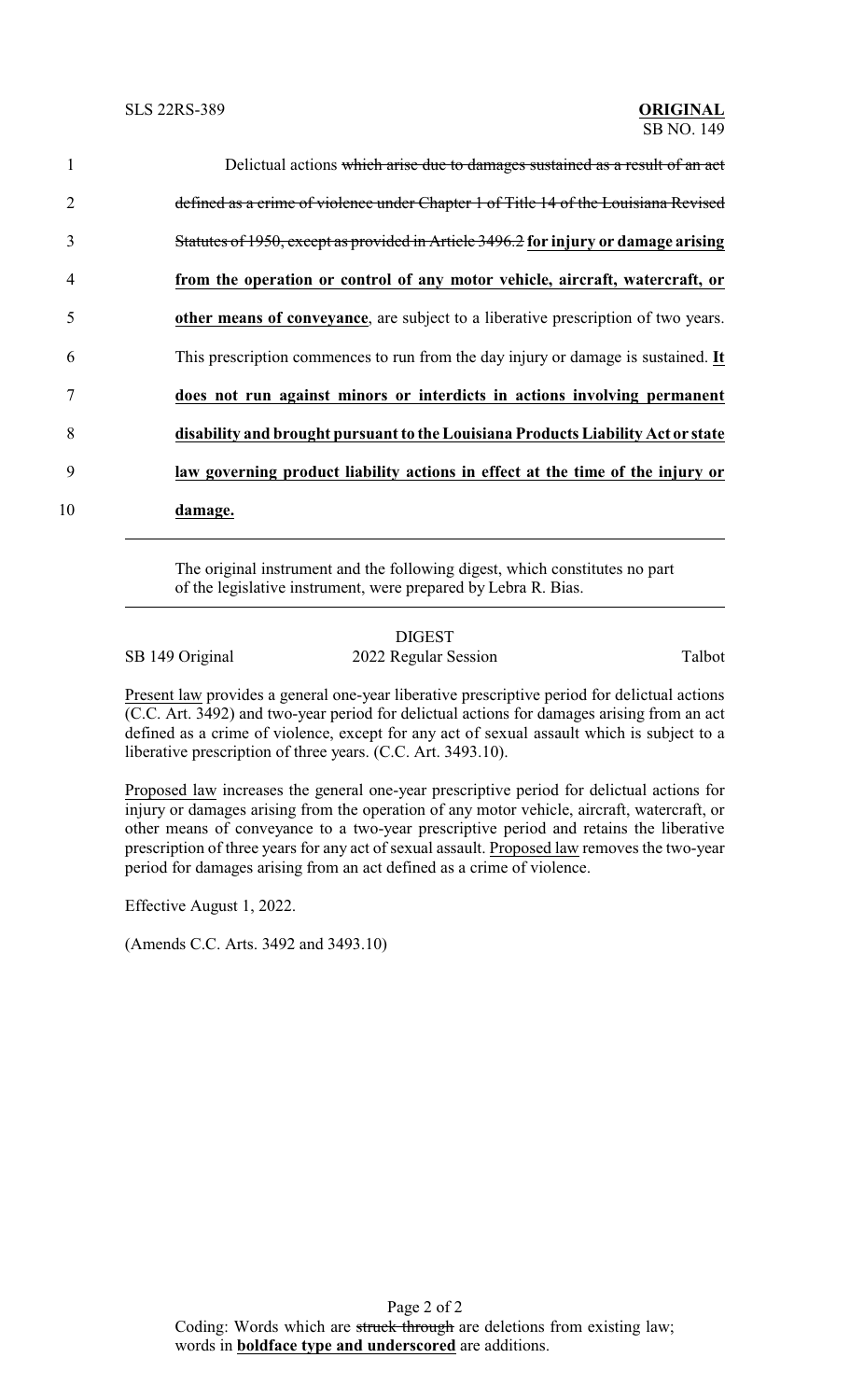1 Delictual actions ~~which arise due to damages sustained as a result of an act~~

2 ~~defined as a crime of violence under Chapter 1 of Title 14 of the Louisiana Revised~~

3 ~~Statutes of 1950, except as provided in Article 3496.2~~ **<u>for injury or damage arising</u>**

4 **<u>from the operation or control of any motor vehicle, aircraft, watercraft, or</u>**

5 **<u>other means of conveyance</u>**, are subject to a liberative prescription of two years.

6 This prescription commences to run from the day injury or damage is sustained. **<u>It</u>**

7 **<u>does not run against minors or interdicts in actions involving permanent</u>**

8 **<u>disability and brought pursuant to the Louisiana Products Liability Act or state</u>**

9 **<u>law governing product liability actions in effect at the time of the injury or</u>**

10 **<u>damage.</u>**

---

The original instrument and the following digest, which constitutes no part of the legislative instrument, were prepared by Lebra R. Bias.

---

DIGEST

SB 149 Original — 2022 Regular Session — Talbot

<u>Present law</u> provides a general one-year liberative prescriptive period for delictual actions (C.C. Art. 3492) and two-year period for delictual actions for damages arising from an act defined as a crime of violence, except for any act of sexual assault which is subject to a liberative prescription of three years. (C.C. Art. 3493.10).

<u>Proposed law</u> increases the general one-year prescriptive period for delictual actions for injury or damages arising from the operation of any motor vehicle, aircraft, watercraft, or other means of conveyance to a two-year prescriptive period and retains the liberative prescription of three years for any act of sexual assault. <u>Proposed law</u> removes the two-year period for damages arising from an act defined as a crime of violence.

Effective August 1, 2022.

(Amends C.C. Arts. 3492 and 3493.10)

Coding: Words which are ~~struck through~~ are deletions from existing law; words in **<u>boldface type and underscored</u>** are additions.